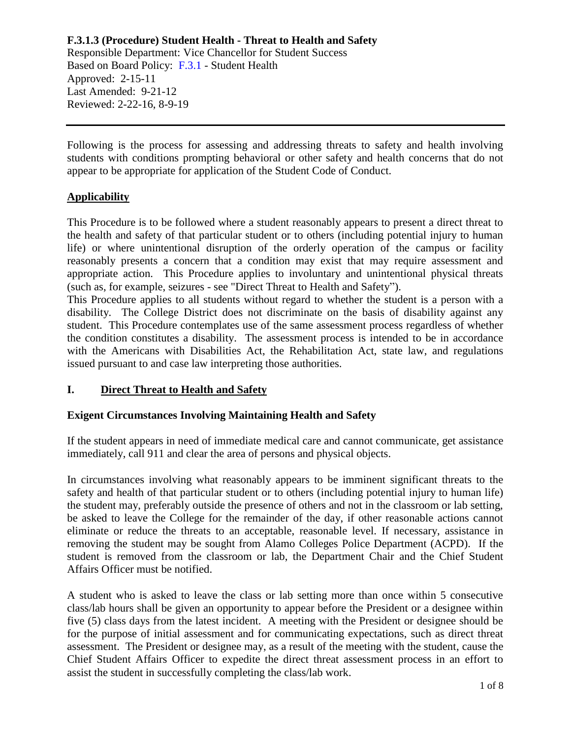# F.3.1.3 (Procedure) Student Health - Threat to Health and Safety

Responsible Department: Vice Chancellor for Student Success
Based on Board Policy: F.3.1 - Student Health
Approved: 2-15-11
Last Amended: 9-21-12
Reviewed: 2-22-16, 8-9-19

---

Following is the process for assessing and addressing threats to safety and health involving students with conditions prompting behavioral or other safety and health concerns that do not appear to be appropriate for application of the Student Code of Conduct.

## Applicability

This Procedure is to be followed where a student reasonably appears to present a direct threat to the health and safety of that particular student or to others (including potential injury to human life) or where unintentional disruption of the orderly operation of the campus or facility reasonably presents a concern that a condition may exist that may require assessment and appropriate action. This Procedure applies to involuntary and unintentional physical threats (such as, for example, seizures - see "Direct Threat to Health and Safety").

This Procedure applies to all students without regard to whether the student is a person with a disability. The College District does not discriminate on the basis of disability against any student. This Procedure contemplates use of the same assessment process regardless of whether the condition constitutes a disability. The assessment process is intended to be in accordance with the Americans with Disabilities Act, the Rehabilitation Act, state law, and regulations issued pursuant to and case law interpreting those authorities.

## I. Direct Threat to Health and Safety

### Exigent Circumstances Involving Maintaining Health and Safety

If the student appears in need of immediate medical care and cannot communicate, get assistance immediately, call 911 and clear the area of persons and physical objects.

In circumstances involving what reasonably appears to be imminent significant threats to the safety and health of that particular student or to others (including potential injury to human life) the student may, preferably outside the presence of others and not in the classroom or lab setting, be asked to leave the College for the remainder of the day, if other reasonable actions cannot eliminate or reduce the threats to an acceptable, reasonable level. If necessary, assistance in removing the student may be sought from Alamo Colleges Police Department (ACPD). If the student is removed from the classroom or lab, the Department Chair and the Chief Student Affairs Officer must be notified.

A student who is asked to leave the class or lab setting more than once within 5 consecutive class/lab hours shall be given an opportunity to appear before the President or a designee within five (5) class days from the latest incident. A meeting with the President or designee should be for the purpose of initial assessment and for communicating expectations, such as direct threat assessment. The President or designee may, as a result of the meeting with the student, cause the Chief Student Affairs Officer to expedite the direct threat assessment process in an effort to assist the student in successfully completing the class/lab work.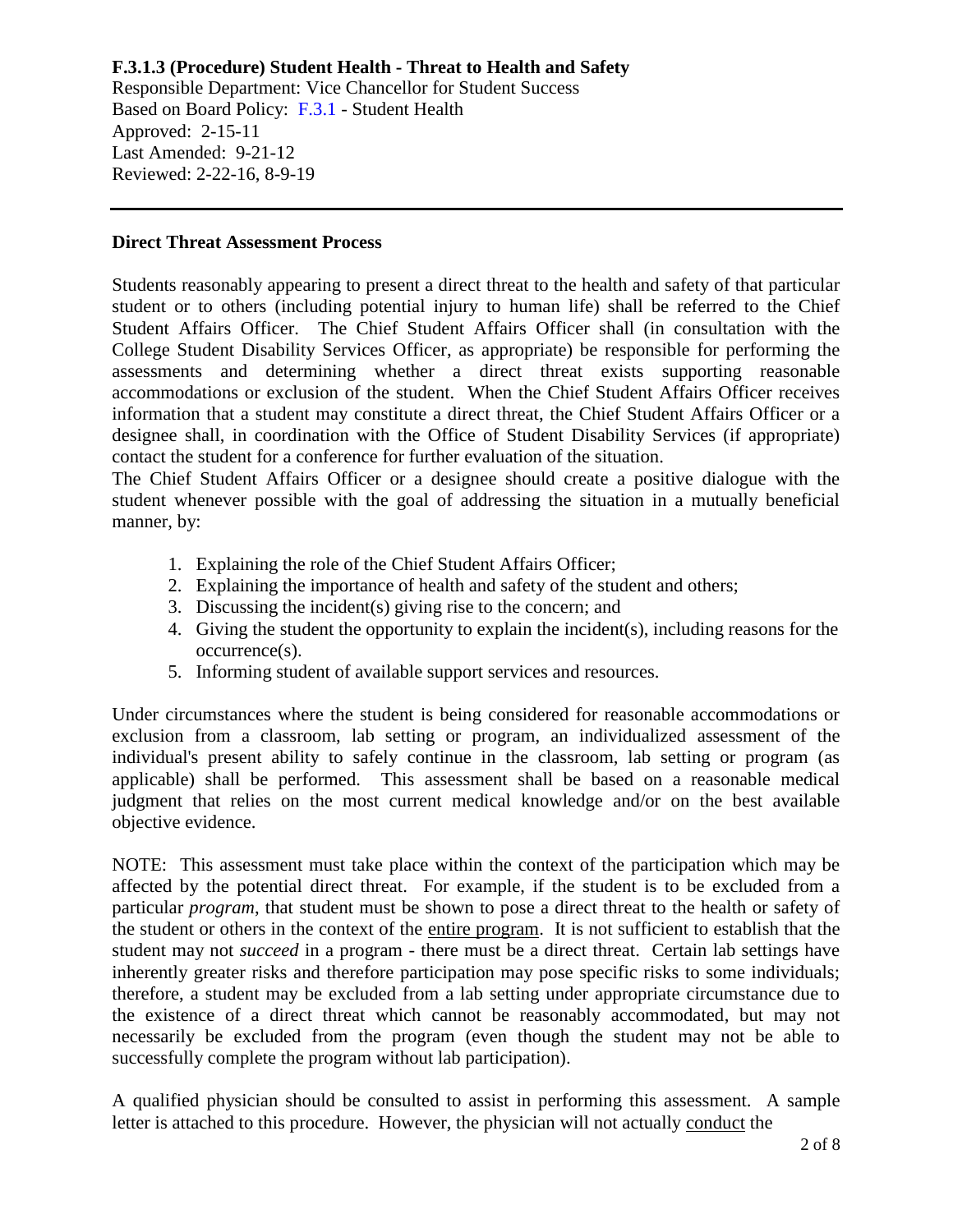**F.3.1.3 (Procedure) Student Health - Threat to Health and Safety**
Responsible Department: Vice Chancellor for Student Success
Based on Board Policy: F.3.1 - Student Health
Approved: 2-15-11
Last Amended: 9-21-12
Reviewed: 2-22-16, 8-9-19

---

**Direct Threat Assessment Process**

Students reasonably appearing to present a direct threat to the health and safety of that particular student or to others (including potential injury to human life) shall be referred to the Chief Student Affairs Officer. The Chief Student Affairs Officer shall (in consultation with the College Student Disability Services Officer, as appropriate) be responsible for performing the assessments and determining whether a direct threat exists supporting reasonable accommodations or exclusion of the student. When the Chief Student Affairs Officer receives information that a student may constitute a direct threat, the Chief Student Affairs Officer or a designee shall, in coordination with the Office of Student Disability Services (if appropriate) contact the student for a conference for further evaluation of the situation.
The Chief Student Affairs Officer or a designee should create a positive dialogue with the student whenever possible with the goal of addressing the situation in a mutually beneficial manner, by:

1. Explaining the role of the Chief Student Affairs Officer;
2. Explaining the importance of health and safety of the student and others;
3. Discussing the incident(s) giving rise to the concern; and
4. Giving the student the opportunity to explain the incident(s), including reasons for the occurrence(s).
5. Informing student of available support services and resources.

Under circumstances where the student is being considered for reasonable accommodations or exclusion from a classroom, lab setting or program, an individualized assessment of the individual's present ability to safely continue in the classroom, lab setting or program (as applicable) shall be performed. This assessment shall be based on a reasonable medical judgment that relies on the most current medical knowledge and/or on the best available objective evidence.

NOTE: This assessment must take place within the context of the participation which may be affected by the potential direct threat. For example, if the student is to be excluded from a particular *program*, that student must be shown to pose a direct threat to the health or safety of the student or others in the context of the entire program. It is not sufficient to establish that the student may not *succeed* in a program - there must be a direct threat. Certain lab settings have inherently greater risks and therefore participation may pose specific risks to some individuals; therefore, a student may be excluded from a lab setting under appropriate circumstance due to the existence of a direct threat which cannot be reasonably accommodated, but may not necessarily be excluded from the program (even though the student may not be able to successfully complete the program without lab participation).

A qualified physician should be consulted to assist in performing this assessment. A sample letter is attached to this procedure. However, the physician will not actually conduct the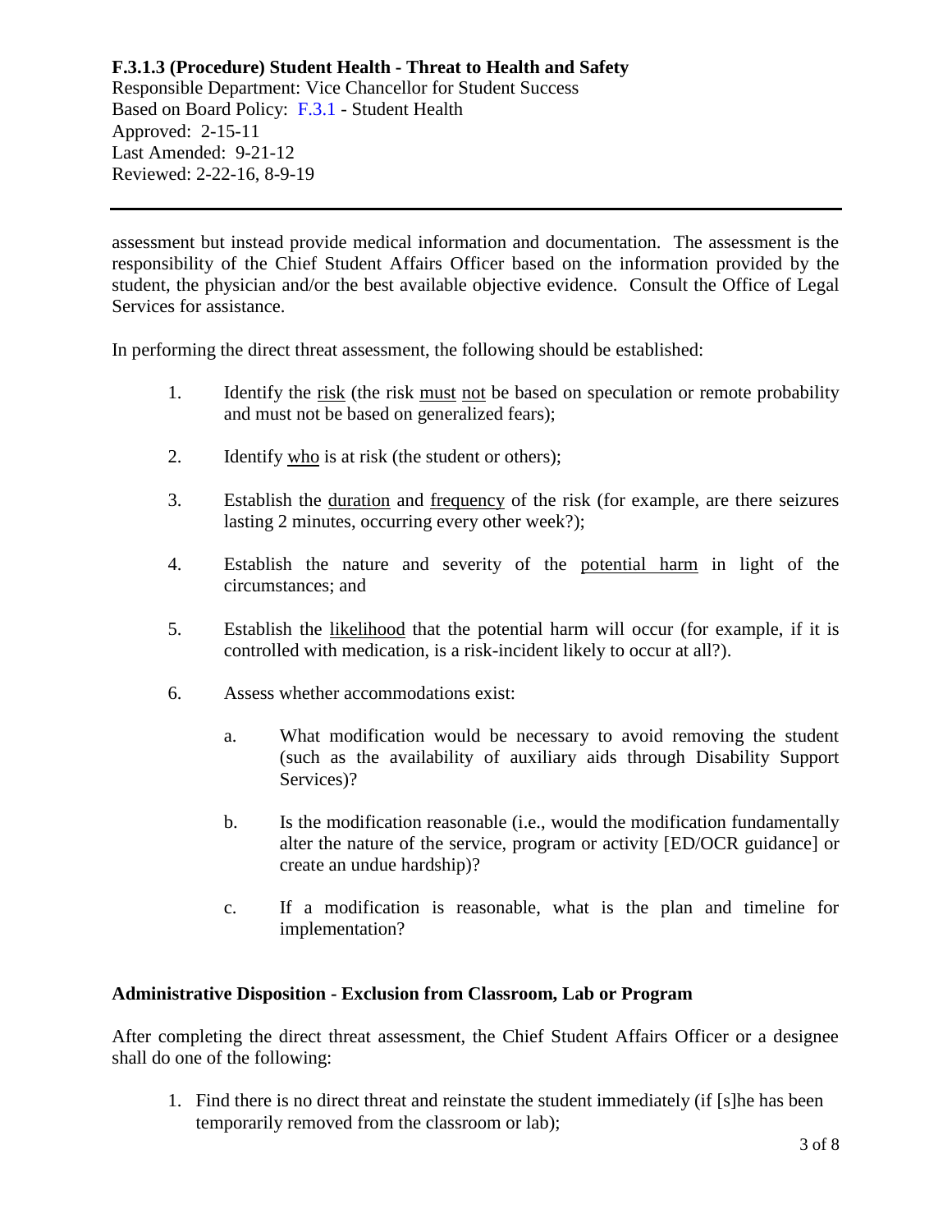assessment but instead provide medical information and documentation. The assessment is the responsibility of the Chief Student Affairs Officer based on the information provided by the student, the physician and/or the best available objective evidence. Consult the Office of Legal Services for assistance.

In performing the direct threat assessment, the following should be established:

1. Identify the <u>risk</u> (the risk <u>must</u> <u>not</u> be based on speculation or remote probability and must not be based on generalized fears);

2. Identify <u>who</u> is at risk (the student or others);

3. Establish the <u>duration</u> and <u>frequency</u> of the risk (for example, are there seizures lasting 2 minutes, occurring every other week?);

4. Establish the nature and severity of the <u>potential harm</u> in light of the circumstances; and

5. Establish the <u>likelihood</u> that the potential harm will occur (for example, if it is controlled with medication, is a risk-incident likely to occur at all?).

6. Assess whether accommodations exist:

   a. What modification would be necessary to avoid removing the student (such as the availability of auxiliary aids through Disability Support Services)?

   b. Is the modification reasonable (i.e., would the modification fundamentally alter the nature of the service, program or activity [ED/OCR guidance] or create an undue hardship)?

   c. If a modification is reasonable, what is the plan and timeline for implementation?

### Administrative Disposition - Exclusion from Classroom, Lab or Program

After completing the direct threat assessment, the Chief Student Affairs Officer or a designee shall do one of the following:

1. Find there is no direct threat and reinstate the student immediately (if [s]he has been temporarily removed from the classroom or lab);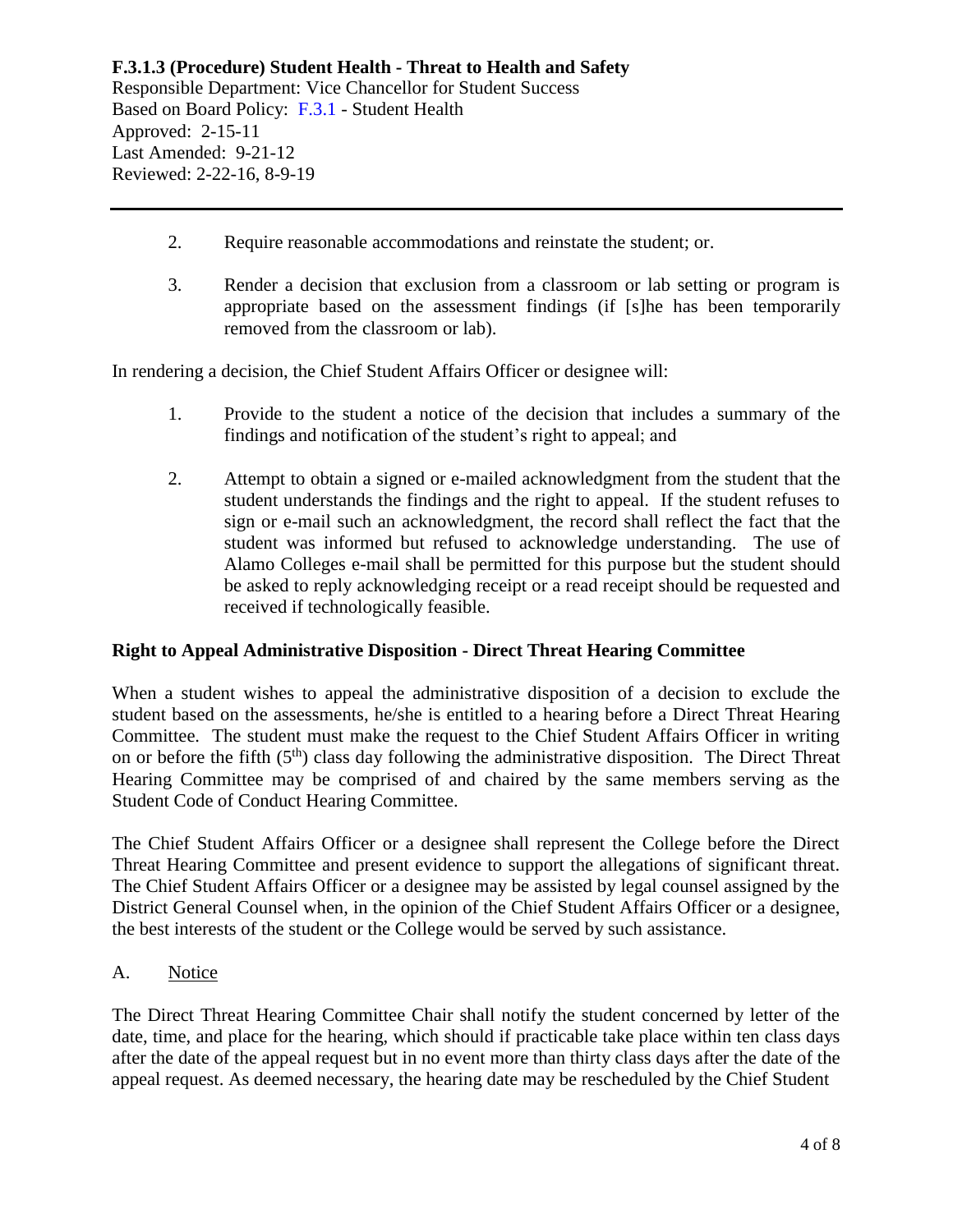2. Require reasonable accommodations and reinstate the student; or.

3. Render a decision that exclusion from a classroom or lab setting or program is appropriate based on the assessment findings (if [s]he has been temporarily removed from the classroom or lab).

In rendering a decision, the Chief Student Affairs Officer or designee will:

1. Provide to the student a notice of the decision that includes a summary of the findings and notification of the student's right to appeal; and

2. Attempt to obtain a signed or e-mailed acknowledgment from the student that the student understands the findings and the right to appeal. If the student refuses to sign or e-mail such an acknowledgment, the record shall reflect the fact that the student was informed but refused to acknowledge understanding. The use of Alamo Colleges e-mail shall be permitted for this purpose but the student should be asked to reply acknowledging receipt or a read receipt should be requested and received if technologically feasible.

**Right to Appeal Administrative Disposition - Direct Threat Hearing Committee**

When a student wishes to appeal the administrative disposition of a decision to exclude the student based on the assessments, he/she is entitled to a hearing before a Direct Threat Hearing Committee. The student must make the request to the Chief Student Affairs Officer in writing on or before the fifth (5th) class day following the administrative disposition. The Direct Threat Hearing Committee may be comprised of and chaired by the same members serving as the Student Code of Conduct Hearing Committee.

The Chief Student Affairs Officer or a designee shall represent the College before the Direct Threat Hearing Committee and present evidence to support the allegations of significant threat. The Chief Student Affairs Officer or a designee may be assisted by legal counsel assigned by the District General Counsel when, in the opinion of the Chief Student Affairs Officer or a designee, the best interests of the student or the College would be served by such assistance.

A. Notice

The Direct Threat Hearing Committee Chair shall notify the student concerned by letter of the date, time, and place for the hearing, which should if practicable take place within ten class days after the date of the appeal request but in no event more than thirty class days after the date of the appeal request. As deemed necessary, the hearing date may be rescheduled by the Chief Student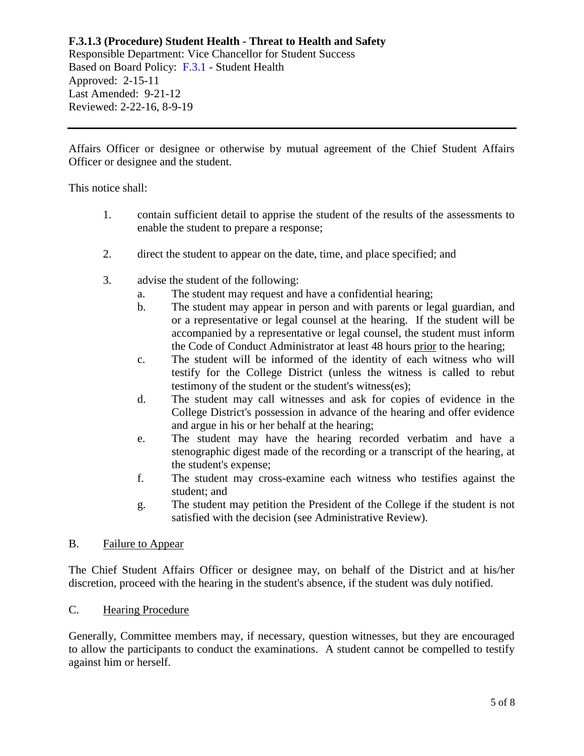Affairs Officer or designee or otherwise by mutual agreement of the Chief Student Affairs Officer or designee and the student.

This notice shall:

1. contain sufficient detail to apprise the student of the results of the assessments to enable the student to prepare a response;

2. direct the student to appear on the date, time, and place specified; and

3. advise the student of the following:
   a. The student may request and have a confidential hearing;
   b. The student may appear in person and with parents or legal guardian, and or a representative or legal counsel at the hearing. If the student will be accompanied by a representative or legal counsel, the student must inform the Code of Conduct Administrator at least 48 hours <u>prior</u> to the hearing;
   c. The student will be informed of the identity of each witness who will testify for the College District (unless the witness is called to rebut testimony of the student or the student's witness(es);
   d. The student may call witnesses and ask for copies of evidence in the College District's possession in advance of the hearing and offer evidence and argue in his or her behalf at the hearing;
   e. The student may have the hearing recorded verbatim and have a stenographic digest made of the recording or a transcript of the hearing, at the student's expense;
   f. The student may cross-examine each witness who testifies against the student; and
   g. The student may petition the President of the College if the student is not satisfied with the decision (see Administrative Review).

B. <u>Failure to Appear</u>

The Chief Student Affairs Officer or designee may, on behalf of the District and at his/her discretion, proceed with the hearing in the student's absence, if the student was duly notified.

C. <u>Hearing Procedure</u>

Generally, Committee members may, if necessary, question witnesses, but they are encouraged to allow the participants to conduct the examinations. A student cannot be compelled to testify against him or herself.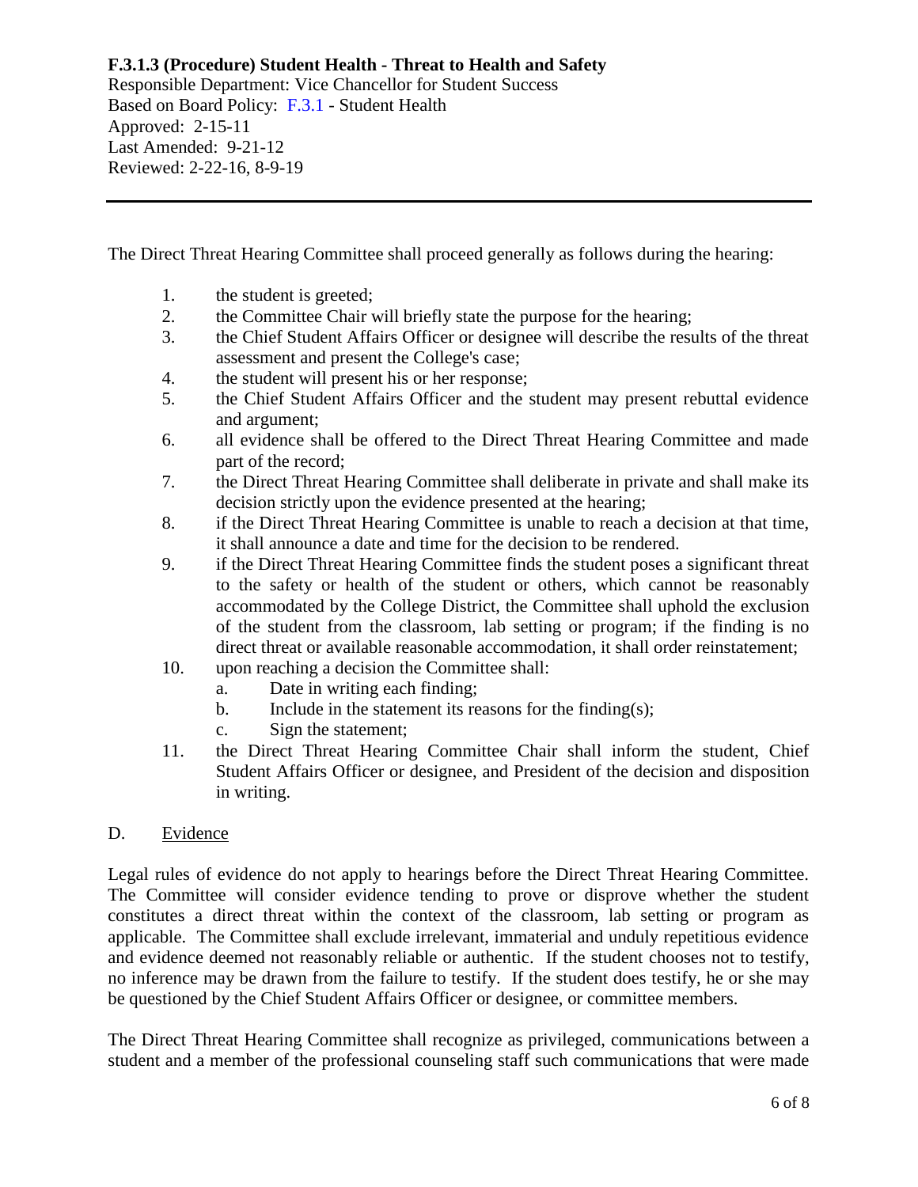The Direct Threat Hearing Committee shall proceed generally as follows during the hearing:

1. the student is greeted;
2. the Committee Chair will briefly state the purpose for the hearing;
3. the Chief Student Affairs Officer or designee will describe the results of the threat assessment and present the College's case;
4. the student will present his or her response;
5. the Chief Student Affairs Officer and the student may present rebuttal evidence and argument;
6. all evidence shall be offered to the Direct Threat Hearing Committee and made part of the record;
7. the Direct Threat Hearing Committee shall deliberate in private and shall make its decision strictly upon the evidence presented at the hearing;
8. if the Direct Threat Hearing Committee is unable to reach a decision at that time, it shall announce a date and time for the decision to be rendered.
9. if the Direct Threat Hearing Committee finds the student poses a significant threat to the safety or health of the student or others, which cannot be reasonably accommodated by the College District, the Committee shall uphold the exclusion of the student from the classroom, lab setting or program; if the finding is no direct threat or available reasonable accommodation, it shall order reinstatement;
10. upon reaching a decision the Committee shall:
    a. Date in writing each finding;
    b. Include in the statement its reasons for the finding(s);
    c. Sign the statement;
11. the Direct Threat Hearing Committee Chair shall inform the student, Chief Student Affairs Officer or designee, and President of the decision and disposition in writing.

## D. Evidence

Legal rules of evidence do not apply to hearings before the Direct Threat Hearing Committee. The Committee will consider evidence tending to prove or disprove whether the student constitutes a direct threat within the context of the classroom, lab setting or program as applicable. The Committee shall exclude irrelevant, immaterial and unduly repetitious evidence and evidence deemed not reasonably reliable or authentic. If the student chooses not to testify, no inference may be drawn from the failure to testify. If the student does testify, he or she may be questioned by the Chief Student Affairs Officer or designee, or committee members.

The Direct Threat Hearing Committee shall recognize as privileged, communications between a student and a member of the professional counseling staff such communications that were made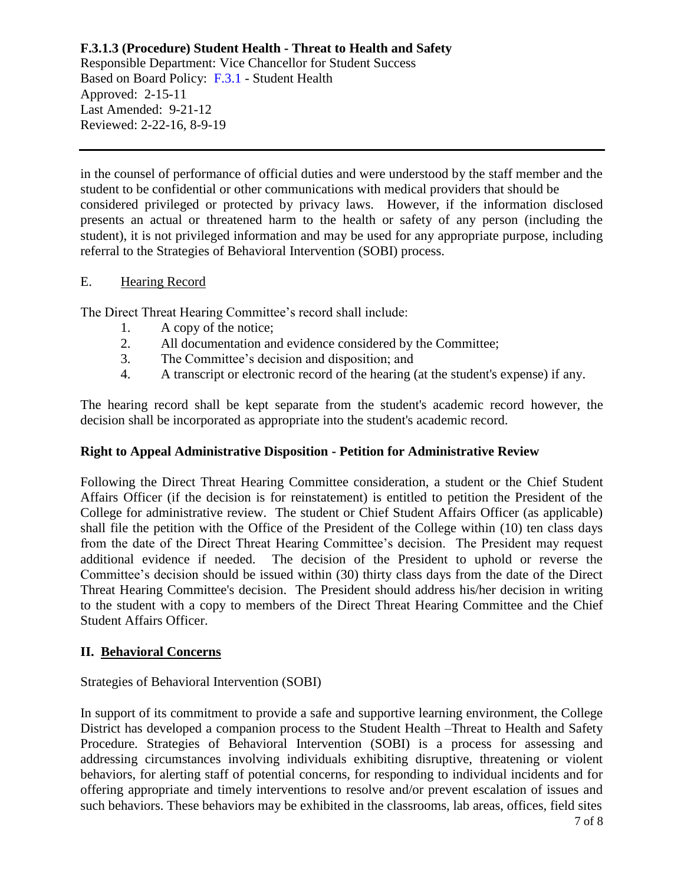in the counsel of performance of official duties and were understood by the staff member and the student to be confidential or other communications with medical providers that should be considered privileged or protected by privacy laws. However, if the information disclosed presents an actual or threatened harm to the health or safety of any person (including the student), it is not privileged information and may be used for any appropriate purpose, including referral to the Strategies of Behavioral Intervention (SOBI) process.

E. <u>Hearing Record</u>

The Direct Threat Hearing Committee's record shall include:

1. A copy of the notice;
2. All documentation and evidence considered by the Committee;
3. The Committee's decision and disposition; and
4. A transcript or electronic record of the hearing (at the student's expense) if any.

The hearing record shall be kept separate from the student's academic record however, the decision shall be incorporated as appropriate into the student's academic record.

**Right to Appeal Administrative Disposition - Petition for Administrative Review**

Following the Direct Threat Hearing Committee consideration, a student or the Chief Student Affairs Officer (if the decision is for reinstatement) is entitled to petition the President of the College for administrative review. The student or Chief Student Affairs Officer (as applicable) shall file the petition with the Office of the President of the College within (10) ten class days from the date of the Direct Threat Hearing Committee's decision. The President may request additional evidence if needed. The decision of the President to uphold or reverse the Committee's decision should be issued within (30) thirty class days from the date of the Direct Threat Hearing Committee's decision. The President should address his/her decision in writing to the student with a copy to members of the Direct Threat Hearing Committee and the Chief Student Affairs Officer.

## II. <u>Behavioral Concerns</u>

Strategies of Behavioral Intervention (SOBI)

In support of its commitment to provide a safe and supportive learning environment, the College District has developed a companion process to the Student Health –Threat to Health and Safety Procedure. Strategies of Behavioral Intervention (SOBI) is a process for assessing and addressing circumstances involving individuals exhibiting disruptive, threatening or violent behaviors, for alerting staff of potential concerns, for responding to individual incidents and for offering appropriate and timely interventions to resolve and/or prevent escalation of issues and such behaviors. These behaviors may be exhibited in the classrooms, lab areas, offices, field sites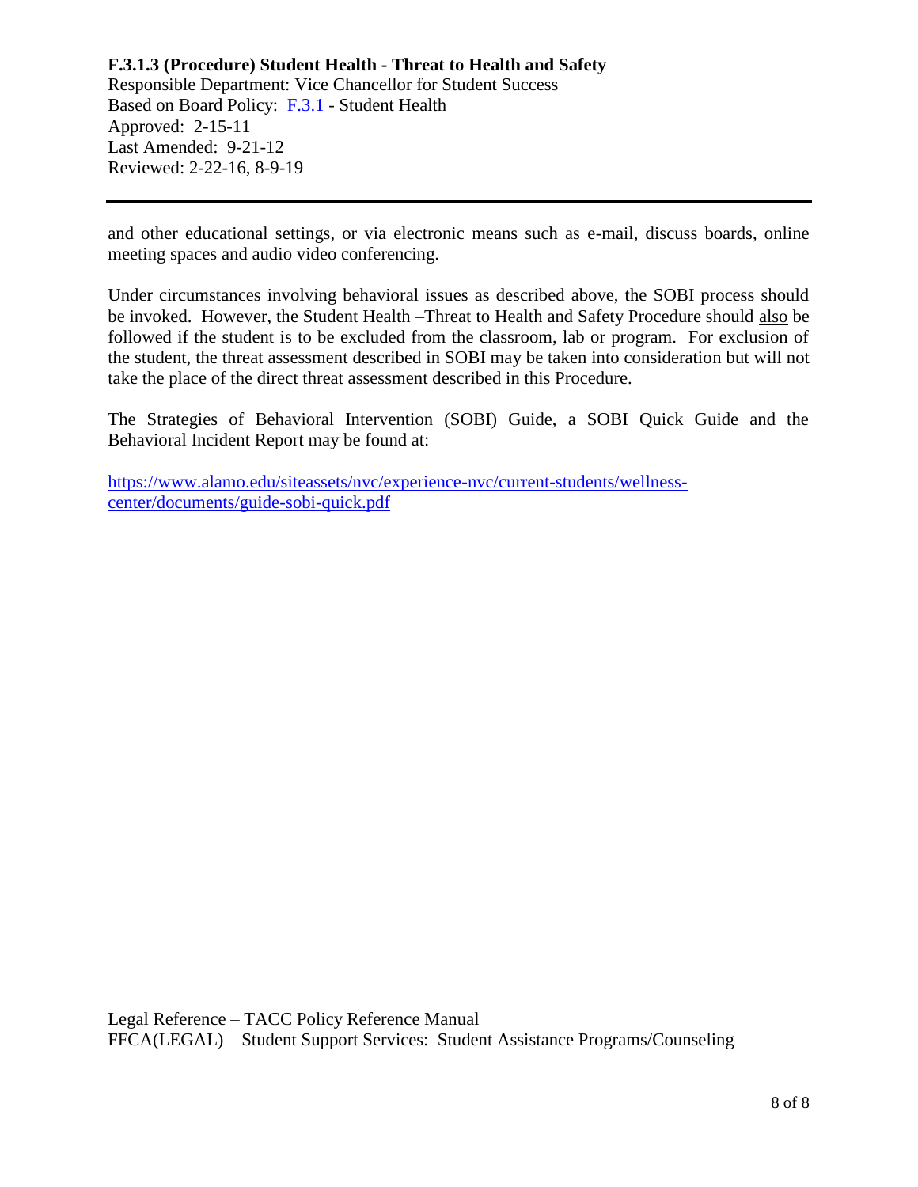and other educational settings, or via electronic means such as e-mail, discuss boards, online meeting spaces and audio video conferencing.

Under circumstances involving behavioral issues as described above, the SOBI process should be invoked. However, the Student Health –Threat to Health and Safety Procedure should also be followed if the student is to be excluded from the classroom, lab or program. For exclusion of the student, the threat assessment described in SOBI may be taken into consideration but will not take the place of the direct threat assessment described in this Procedure.

The Strategies of Behavioral Intervention (SOBI) Guide, a SOBI Quick Guide and the Behavioral Incident Report may be found at:

[https://www.alamo.edu/siteassets/nvc/experience-nvc/current-students/wellness-center/documents/guide-sobi-quick.pdf](https://www.alamo.edu/siteassets/nvc/experience-nvc/current-students/wellness-center/documents/guide-sobi-quick.pdf)

Legal Reference – TACC Policy Reference Manual
FFCA(LEGAL) – Student Support Services: Student Assistance Programs/Counseling